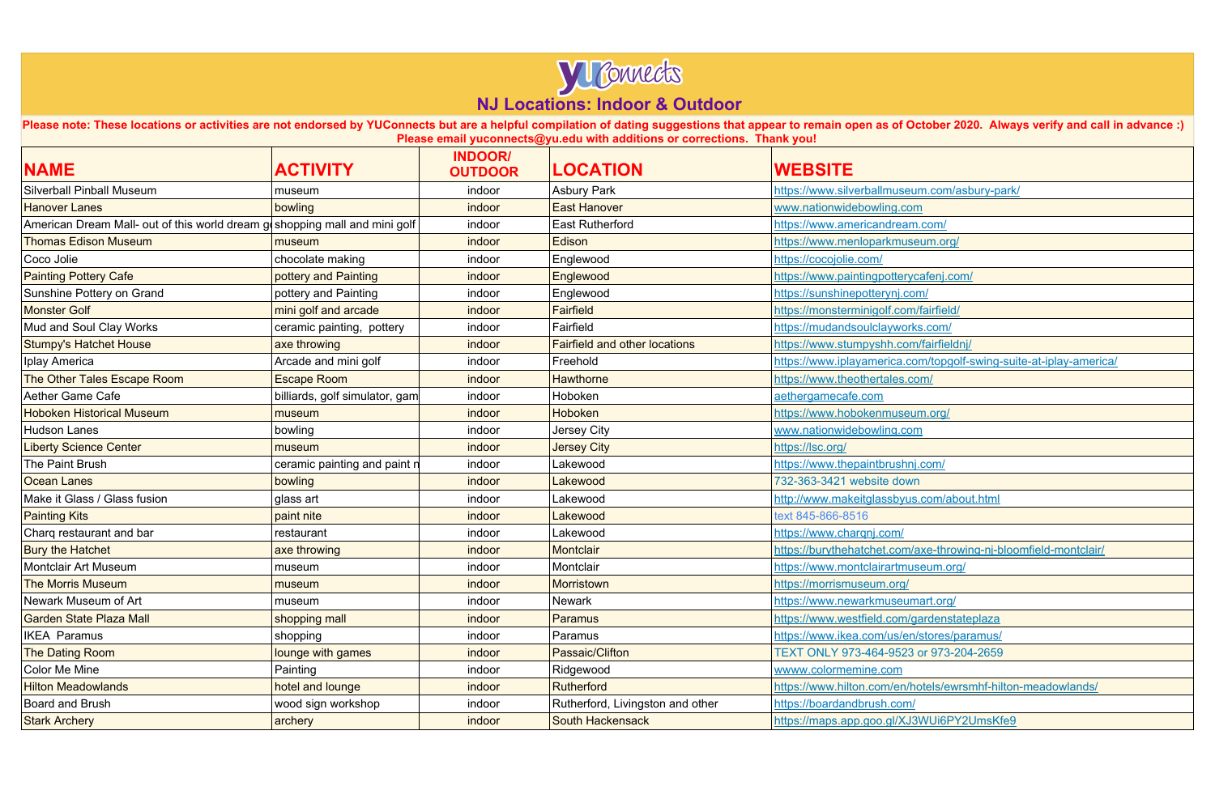# NJ Locations: Indoor & Outdoor

**Please note: These locations or activities are not endorsed by YUConnects but are a helpful compilation of dating suggestions that appear to remain open as of October 2020. Always verify and call in advance :) Please email yuconnects@yu.edu with additions or corrections. Thank you!**

| NAME | ACTIVITY | INDOOR/ OUTDOOR | LOCATION | WEBSITE |
|---|---|---|---|---|
| Silverball Pinball Museum | museum | indoor | Asbury Park | https://www.silverballmuseum.com/asbury-park/ |
| Hanover Lanes | bowling | indoor | East Hanover | www.nationwidebowling.com |
| American Dream Mall- out of this world dream g | shopping mall and mini golf | indoor | East Rutherford | https://www.americandream.com/ |
| Thomas Edison Museum | museum | indoor | Edison | https://www.menloparkmuseum.org/ |
| Coco Jolie | chocolate making | indoor | Englewood | https://cocojolie.com/ |
| Painting Pottery Cafe | pottery and Painting | indoor | Englewood | https://www.paintingpotterycafenj.com/ |
| Sunshine Pottery on Grand | pottery and Painting | indoor | Englewood | https://sunshinepotterynj.com/ |
| Monster Golf | mini golf and arcade | indoor | Fairfield | https://monsterminigolf.com/fairfield/ |
| Mud and Soul Clay Works | ceramic painting, pottery | indoor | Fairfield | https://mudandsoulclayworks.com/ |
| Stumpy's Hatchet House | axe throwing | indoor | Fairfield and other locations | https://www.stumpyshh.com/fairfieldnj/ |
| Iplay America | Arcade and mini golf | indoor | Freehold | https://www.iplayamerica.com/topgolf-swing-suite-at-iplay-america/ |
| The Other Tales Escape Room | Escape Room | indoor | Hawthorne | https://www.theothertales.com/ |
| Aether Game Cafe | billiards, golf simulator, gam | indoor | Hoboken | aethergamecafe.com |
| Hoboken Historical Museum | museum | indoor | Hoboken | https://www.hobokenmuseum.org/ |
| Hudson Lanes | bowling | indoor | Jersey City | www.nationwidebowling.com |
| Liberty Science Center | museum | indoor | Jersey City | https://lsc.org/ |
| The Paint Brush | ceramic painting and paint n | indoor | Lakewood | https://www.thepaintbrushnj.com/ |
| Ocean Lanes | bowling | indoor | Lakewood | 732-363-3421 website down |
| Make it Glass / Glass fusion | glass art | indoor | Lakewood | http://www.makeitglassbyus.com/about.html |
| Painting Kits | paint nite | indoor | Lakewood | text 845-866-8516 |
| Charq restaurant and bar | restaurant | indoor | Lakewood | https://www.charqnj.com/ |
| Bury the Hatchet | axe throwing | indoor | Montclair | https://burythehatchet.com/axe-throwing-nj-bloomfield-montclair/ |
| Montclair Art Museum | museum | indoor | Montclair | https://www.montclairartmuseum.org/ |
| The Morris Museum | museum | indoor | Morristown | https://morrismuseum.org/ |
| Newark Museum of Art | museum | indoor | Newark | https://www.newarkmuseumart.org/ |
| Garden State Plaza Mall | shopping mall | indoor | Paramus | https://www.westfield.com/gardenstateplaza |
| IKEA Paramus | shopping | indoor | Paramus | https://www.ikea.com/us/en/stores/paramus/ |
| The Dating Room | lounge with games | indoor | Passaic/Clifton | TEXT ONLY 973-464-9523 or 973-204-2659 |
| Color Me Mine | Painting | indoor | Ridgewood | wwww.colormemine.com |
| Hilton Meadowlands | hotel and lounge | indoor | Rutherford | https://www.hilton.com/en/hotels/ewrsmhf-hilton-meadowlands/ |
| Board and Brush | wood sign workshop | indoor | Rutherford, Livingston and other | https://boardandbrush.com/ |
| Stark Archery | archery | indoor | South Hackensack | https://maps.app.goo.gl/XJ3WUi6PY2UmsKfe9 |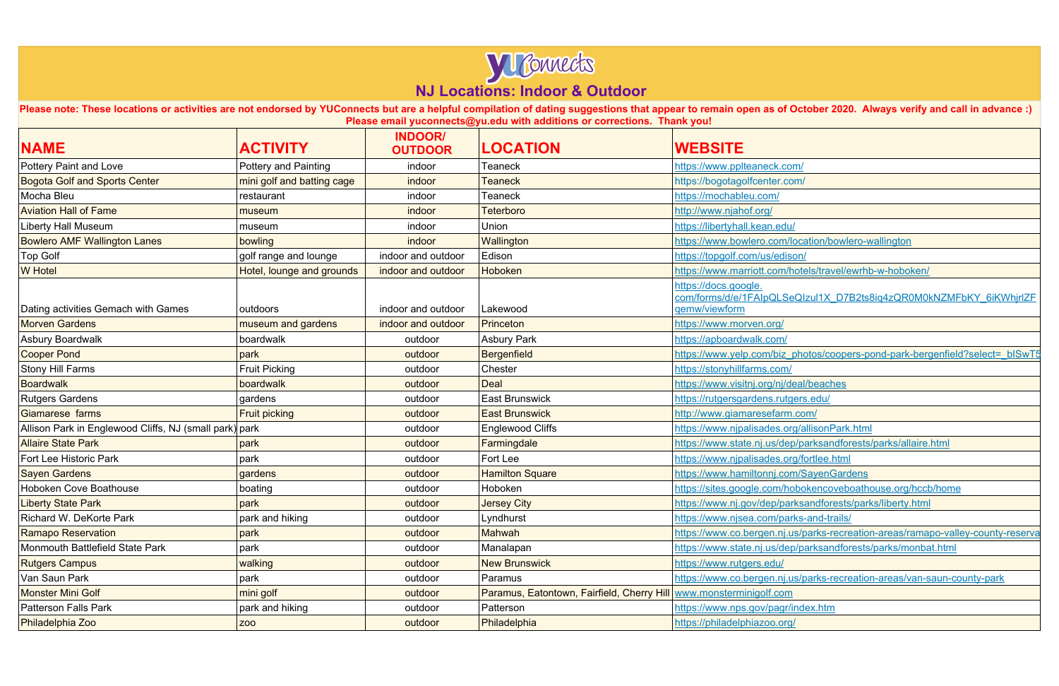# NJ Locations: Indoor & Outdoor

**Please note: These locations or activities are not endorsed by YUConnects but are a helpful compilation of dating suggestions that appear to remain open as of October 2020. Always verify and call in advance :)**
**Please email yuconnects@yu.edu with additions or corrections. Thank you!**

| NAME | ACTIVITY | INDOOR/ OUTDOOR | LOCATION | WEBSITE |
|---|---|---|---|---|
| Pottery Paint and Love | Pottery and Painting | indoor | Teaneck | https://www.pplteaneck.com/ |
| Bogota Golf and Sports Center | mini golf and batting cage | indoor | Teaneck | https://bogotagolfcenter.com/ |
| Mocha Bleu | restaurant | indoor | Teaneck | https://mochableu.com/ |
| Aviation Hall of Fame | museum | indoor | Teterboro | http://www.njahof.org/ |
| Liberty Hall Museum | museum | indoor | Union | https://libertyhall.kean.edu/ |
| Bowlero AMF Wallington Lanes | bowling | indoor | Wallington | https://www.bowlero.com/location/bowlero-wallington |
| Top Golf | golf range and lounge | indoor and outdoor | Edison | https://topgolf.com/us/edison/ |
| W Hotel | Hotel, lounge and grounds | indoor and outdoor | Hoboken | https://www.marriott.com/hotels/travel/ewrhb-w-hoboken/ |
| Dating activities Gemach with Games | outdoors | indoor and outdoor | Lakewood | https://docs.google.com/forms/d/e/1FAIpQLSeQIzul1X_D7B2ts8iq4zQR0M0kNZMFbKY_6iKWhjrlZFgemw/viewform |
| Morven Gardens | museum and gardens | indoor and outdoor | Princeton | https://www.morven.org/ |
| Asbury Boardwalk | boardwalk | outdoor | Asbury Park | https://apboardwalk.com/ |
| Cooper Pond | park | outdoor | Bergenfield | https://www.yelp.com/biz_photos/coopers-pond-park-bergenfield?select=_blSwT5 |
| Stony Hill Farms | Fruit Picking | outdoor | Chester | https://stonyhillfarms.com/ |
| Boardwalk | boardwalk | outdoor | Deal | https://www.visitnj.org/nj/deal/beaches |
| Rutgers Gardens | gardens | outdoor | East Brunswick | https://rutgersgardens.rutgers.edu/ |
| Giamarese farms | Fruit picking | outdoor | East Brunswick | http://www.giamaresefarm.com/ |
| Allison Park in Englewood Cliffs, NJ (small park) | park | outdoor | Englewood Cliffs | https://www.njpalisades.org/allisonPark.html |
| Allaire State Park | park | outdoor | Farmingdale | https://www.state.nj.us/dep/parksandforests/parks/allaire.html |
| Fort Lee Historic Park | park | outdoor | Fort Lee | https://www.njpalisades.org/fortlee.html |
| Sayen Gardens | gardens | outdoor | Hamilton Square | https://www.hamiltonnj.com/SayenGardens |
| Hoboken Cove Boathouse | boating | outdoor | Hoboken | https://sites.google.com/hobokencoveboathouse.org/hccb/home |
| Liberty State Park | park | outdoor | Jersey City | https://www.nj.gov/dep/parksandforests/parks/liberty.html |
| Richard W. DeKorte Park | park and hiking | outdoor | Lyndhurst | https://www.njsea.com/parks-and-trails/ |
| Ramapo Reservation | park | outdoor | Mahwah | https://www.co.bergen.nj.us/parks-recreation-areas/ramapo-valley-county-reserva |
| Monmouth Battlefield State Park | park | outdoor | Manalapan | https://www.state.nj.us/dep/parksandforests/parks/monbat.html |
| Rutgers Campus | walking | outdoor | New Brunswick | https://www.rutgers.edu/ |
| Van Saun Park | park | outdoor | Paramus | https://www.co.bergen.nj.us/parks-recreation-areas/van-saun-county-park |
| Monster Mini Golf | mini golf | outdoor | Paramus, Eatontown, Fairfield, Cherry Hill | www.monsterminigolf.com |
| Patterson Falls Park | park and hiking | outdoor | Patterson | https://www.nps.gov/pagr/index.htm |
| Philadelphia Zoo | zoo | outdoor | Philadelphia | https://philadelphiazoo.org/ |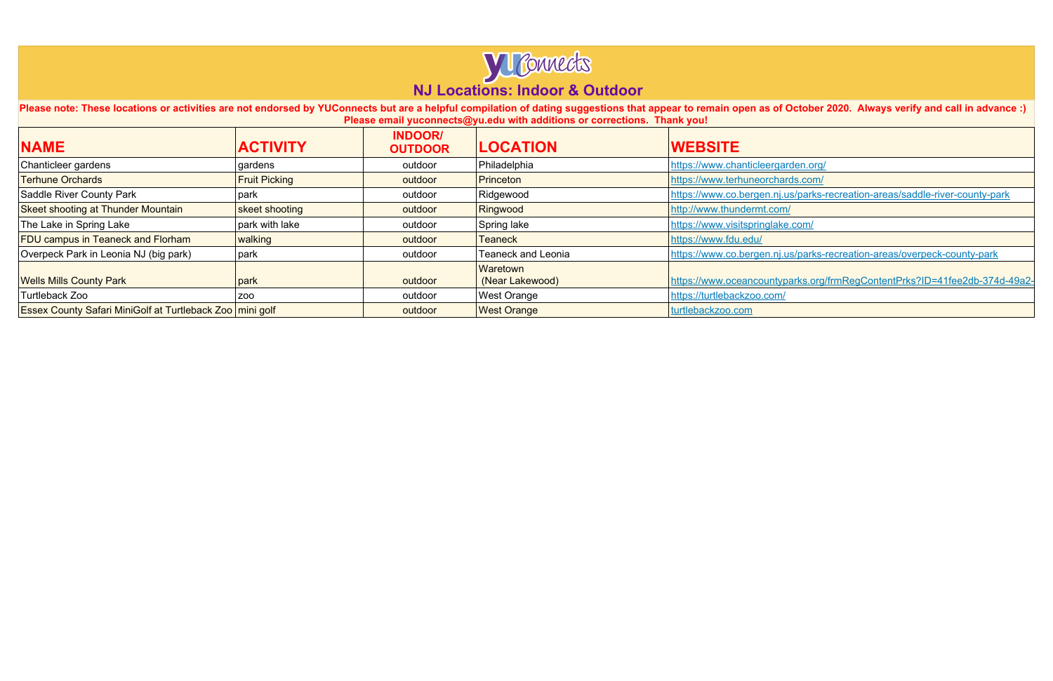## NJ Locations: Indoor & Outdoor

**Please note: These locations or activities are not endorsed by YUConnects but are a helpful compilation of dating suggestions that appear to remain open as of October 2020. Always verify and call in advance :) Please email yuconnects@yu.edu with additions or corrections. Thank you!**

| NAME | ACTIVITY | INDOOR/ OUTDOOR | LOCATION | WEBSITE |
|---|---|---|---|---|
| Chanticleer gardens | gardens | outdoor | Philadelphia | https://www.chanticleergarden.org/ |
| Terhune Orchards | Fruit Picking | outdoor | Princeton | https://www.terhuneorchards.com/ |
| Saddle River County Park | park | outdoor | Ridgewood | https://www.co.bergen.nj.us/parks-recreation-areas/saddle-river-county-park |
| Skeet shooting at Thunder Mountain | skeet shooting | outdoor | Ringwood | http://www.thundermt.com/ |
| The Lake in Spring Lake | park with lake | outdoor | Spring lake | https://www.visitspringlake.com/ |
| FDU campus in Teaneck and Florham | walking | outdoor | Teaneck | https://www.fdu.edu/ |
| Overpeck Park in Leonia NJ (big park) | park | outdoor | Teaneck and Leonia | https://www.co.bergen.nj.us/parks-recreation-areas/overpeck-county-park |
| Wells Mills County Park | park | outdoor | Waretown (Near Lakewood) | https://www.oceancountyparks.org/frmRegContentPrks?ID=41fee2db-374d-49a2- |
| Turtleback Zoo | zoo | outdoor | West Orange | https://turtlebackzoo.com/ |
| Essex County Safari MiniGolf at Turtleback Zoo | mini golf | outdoor | West Orange | turtlebackzoo.com |